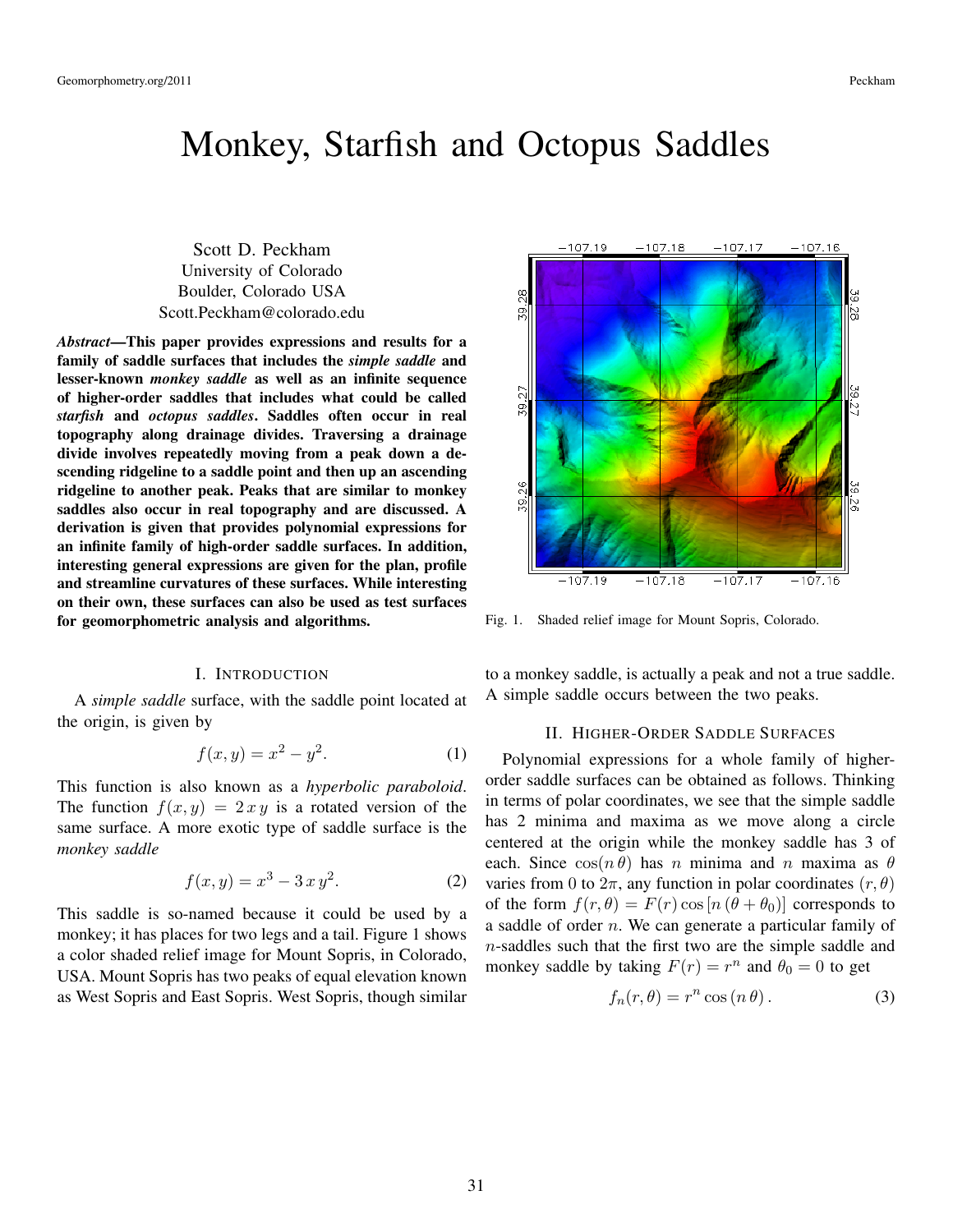# Monkey, Starfish and Octopus Saddles

Scott D. Peckham
University of Colorado
Boulder, Colorado USA
Scott.Peckham@colorado.edu

***Abstract*—This paper provides expressions and results for a family of saddle surfaces that includes the *simple saddle* and lesser-known *monkey saddle* as well as an infinite sequence of higher-order saddles that includes what could be called *starfish* and *octopus saddles*. Saddles often occur in real topography along drainage divides. Traversing a drainage divide involves repeatedly moving from a peak down a descending ridgeline to a saddle point and then up an ascending ridgeline to another peak. Peaks that are similar to monkey saddles also occur in real topography and are discussed. A derivation is given that provides polynomial expressions for an infinite family of high-order saddle surfaces. In addition, interesting general expressions are given for the plan, profile and streamline curvatures of these surfaces. While interesting on their own, these surfaces can also be used as test surfaces for geomorphometric analysis and algorithms.**

## I. Introduction

A *simple saddle* surface, with the saddle point located at the origin, is given by

$$f(x, y) = x^2 - y^2. \tag{1}$$

This function is also known as a *hyperbolic paraboloid*. The function $f(x, y) = 2\,x\,y$ is a rotated version of the same surface. A more exotic type of saddle surface is the *monkey saddle*

$$f(x, y) = x^3 - 3\,x\,y^2. \tag{2}$$

This saddle is so-named because it could be used by a monkey; it has places for two legs and a tail. Figure 1 shows a color shaded relief image for Mount Sopris, in Colorado, USA. Mount Sopris has two peaks of equal elevation known as West Sopris and East Sopris. West Sopris, though similar to a monkey saddle, is actually a peak and not a true saddle. A simple saddle occurs between the two peaks.

Fig. 1. Shaded relief image for Mount Sopris, Colorado.

## II. Higher-Order Saddle Surfaces

Polynomial expressions for a whole family of higher-order saddle surfaces can be obtained as follows. Thinking in terms of polar coordinates, we see that the simple saddle has 2 minima and maxima as we move along a circle centered at the origin while the monkey saddle has 3 of each. Since $\cos(n\,\theta)$ has $n$ minima and $n$ maxima as $\theta$ varies from 0 to $2\pi$, any function in polar coordinates $(r, \theta)$ of the form $f(r, \theta) = F(r)\cos\left[n\,(\theta + \theta_0)\right]$ corresponds to a saddle of order $n$. We can generate a particular family of $n$-saddles such that the first two are the simple saddle and monkey saddle by taking $F(r) = r^n$ and $\theta_0 = 0$ to get

$$f_n(r, \theta) = r^n \cos(n\,\theta)\,. \tag{3}$$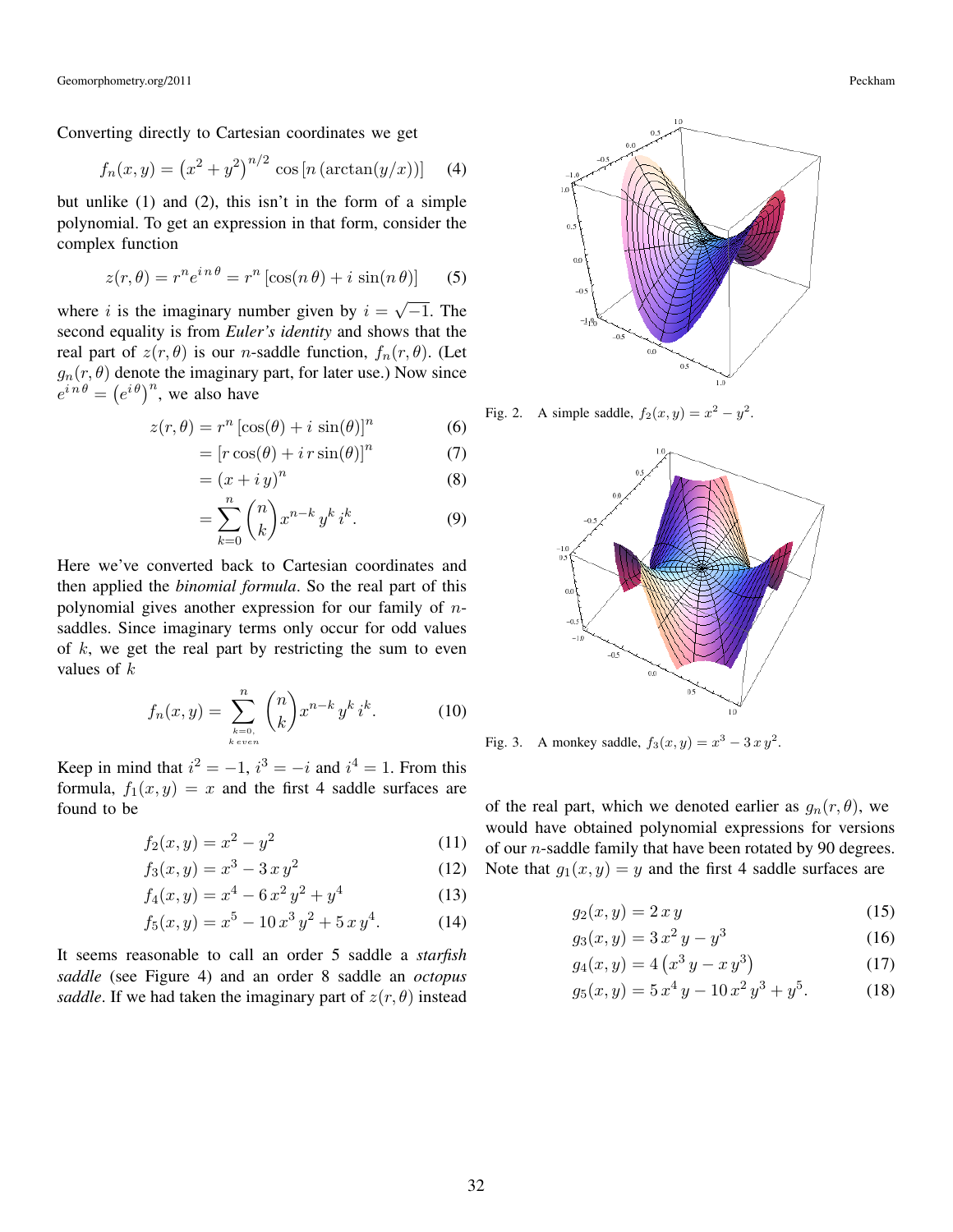Converting directly to Cartesian coordinates we get

$$f_n(x, y) = \left(x^2 + y^2\right)^{n/2} \cos\left[n\left(\arctan(y/x)\right)\right] \quad (4)$$

but unlike (1) and (2), this isn't in the form of a simple polynomial. To get an expression in that form, consider the complex function

$$z(r, \theta) = r^n e^{i\,n\,\theta} = r^n \left[\cos(n\,\theta) + i\,\sin(n\,\theta)\right] \quad (5)$$

where $i$ is the imaginary number given by $i = \sqrt{-1}$. The second equality is from *Euler's identity* and shows that the real part of $z(r, \theta)$ is our $n$-saddle function, $f_n(r, \theta)$. (Let $g_n(r, \theta)$ denote the imaginary part, for later use.) Now since $e^{i\,n\,\theta} = \left(e^{i\,\theta}\right)^n$, we also have

$$\begin{aligned}
z(r, \theta) &= r^n \left[\cos(\theta) + i\,\sin(\theta)\right]^n & (6)\\
&= \left[r\cos(\theta) + i\,r\sin(\theta)\right]^n & (7)\\
&= (x + i\,y)^n & (8)\\
&= \sum_{k=0}^{n} \binom{n}{k} x^{n-k}\,y^k\,i^k. & (9)
\end{aligned}$$

Here we've converted back to Cartesian coordinates and then applied the *binomial formula*. So the real part of this polynomial gives another expression for our family of $n$-saddles. Since imaginary terms only occur for odd values of $k$, we get the real part by restricting the sum to even values of $k$

$$f_n(x, y) = \sum_{\substack{k=0,\\ k\;even}}^{n} \binom{n}{k} x^{n-k}\,y^k\,i^k. \quad (10)$$

Keep in mind that $i^2 = -1$, $i^3 = -i$ and $i^4 = 1$. From this formula, $f_1(x, y) = x$ and the first 4 saddle surfaces are found to be

$$\begin{aligned}
f_2(x, y) &= x^2 - y^2 & (11)\\
f_3(x, y) &= x^3 - 3\,x\,y^2 & (12)\\
f_4(x, y) &= x^4 - 6\,x^2\,y^2 + y^4 & (13)\\
f_5(x, y) &= x^5 - 10\,x^3\,y^2 + 5\,x\,y^4. & (14)
\end{aligned}$$

It seems reasonable to call an order 5 saddle a *starfish saddle* (see Figure 4) and an order 8 saddle an *octopus saddle*. If we had taken the imaginary part of $z(r, \theta)$ instead of the real part, which we denoted earlier as $g_n(r, \theta)$, we would have obtained polynomial expressions for versions of our $n$-saddle family that have been rotated by 90 degrees. Note that $g_1(x, y) = y$ and the first 4 saddle surfaces are

$$\begin{aligned}
g_2(x, y) &= 2\,x\,y & (15)\\
g_3(x, y) &= 3\,x^2\,y - y^3 & (16)\\
g_4(x, y) &= 4\left(x^3\,y - x\,y^3\right) & (17)\\
g_5(x, y) &= 5\,x^4\,y - 10\,x^2\,y^3 + y^5. & (18)
\end{aligned}$$

Fig. 2. A simple saddle, $f_2(x, y) = x^2 - y^2$.

Fig. 3. A monkey saddle, $f_3(x, y) = x^3 - 3\,x\,y^2$.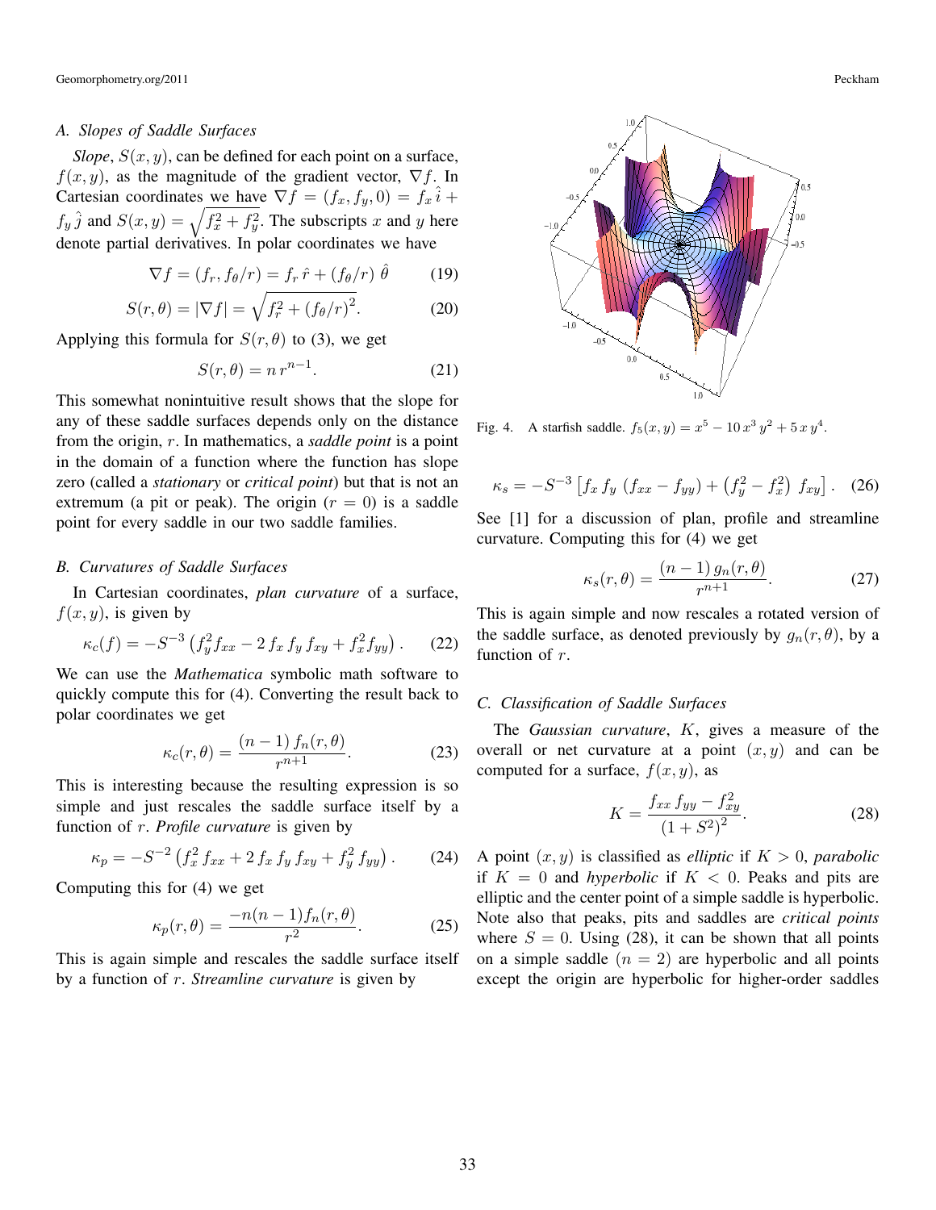### A. Slopes of Saddle Surfaces

*Slope*, $S(x,y)$, can be defined for each point on a surface, $f(x,y)$, as the magnitude of the gradient vector, $\nabla f$. In Cartesian coordinates we have $\nabla f = (f_x, f_y, 0) = f_x\,\hat{i} + f_y\,\hat{j}$ and $S(x,y) = \sqrt{f_x^2 + f_y^2}$. The subscripts $x$ and $y$ here denote partial derivatives. In polar coordinates we have

$$\nabla f = (f_r, f_\theta/r) = f_r\,\hat{r} + (f_\theta/r)\,\hat{\theta} \tag{19}$$

$$S(r,\theta) = |\nabla f| = \sqrt{f_r^2 + (f_\theta/r)^2}. \tag{20}$$

Applying this formula for $S(r,\theta)$ to (3), we get

$$S(r,\theta) = n\,r^{n-1}. \tag{21}$$

This somewhat nonintuitive result shows that the slope for any of these saddle surfaces depends only on the distance from the origin, $r$. In mathematics, a *saddle point* is a point in the domain of a function where the function has slope zero (called a *stationary* or *critical point*) but that is not an extremum (a pit or peak). The origin ($r = 0$) is a saddle point for every saddle in our two saddle families.

### B. Curvatures of Saddle Surfaces

In Cartesian coordinates, *plan curvature* of a surface, $f(x,y)$, is given by

$$\kappa_c(f) = -S^{-3}\left(f_y^2 f_{xx} - 2\,f_x\,f_y\,f_{xy} + f_x^2 f_{yy}\right). \tag{22}$$

We can use the *Mathematica* symbolic math software to quickly compute this for (4). Converting the result back to polar coordinates we get

$$\kappa_c(r,\theta) = \frac{(n-1)\,f_n(r,\theta)}{r^{n+1}}. \tag{23}$$

This is interesting because the resulting expression is so simple and just rescales the saddle surface itself by a function of $r$. *Profile curvature* is given by

$$\kappa_p = -S^{-2}\left(f_x^2\,f_{xx} + 2\,f_x\,f_y\,f_{xy} + f_y^2\,f_{yy}\right). \tag{24}$$

Computing this for (4) we get

$$\kappa_p(r,\theta) = \frac{-n(n-1)f_n(r,\theta)}{r^2}. \tag{25}$$

This is again simple and rescales the saddle surface itself by a function of $r$. *Streamline curvature* is given by

Fig. 4. A starfish saddle. $f_5(x,y) = x^5 - 10\,x^3\,y^2 + 5\,x\,y^4$.

$$\kappa_s = -S^{-3}\left[f_x\,f_y\,(f_{xx} - f_{yy}) + \left(f_y^2 - f_x^2\right)\,f_{xy}\right]. \tag{26}$$

See [1] for a discussion of plan, profile and streamline curvature. Computing this for (4) we get

$$\kappa_s(r,\theta) = \frac{(n-1)\,g_n(r,\theta)}{r^{n+1}}. \tag{27}$$

This is again simple and now rescales a rotated version of the saddle surface, as denoted previously by $g_n(r,\theta)$, by a function of $r$.

### C. Classification of Saddle Surfaces

The *Gaussian curvature*, $K$, gives a measure of the overall or net curvature at a point $(x,y)$ and can be computed for a surface, $f(x,y)$, as

$$K = \frac{f_{xx}\,f_{yy} - f_{xy}^2}{(1+S^2)^2}. \tag{28}$$

A point $(x,y)$ is classified as *elliptic* if $K > 0$, *parabolic* if $K = 0$ and *hyperbolic* if $K < 0$. Peaks and pits are elliptic and the center point of a simple saddle is hyperbolic. Note also that peaks, pits and saddles are *critical points* where $S = 0$. Using (28), it can be shown that all points on a simple saddle ($n = 2$) are hyperbolic and all points except the origin are hyperbolic for higher-order saddles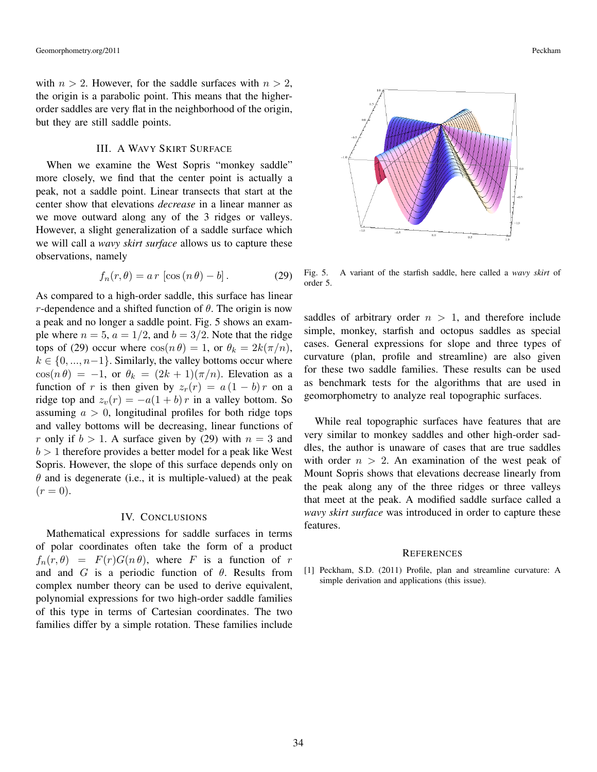with $n > 2$. However, for the saddle surfaces with $n > 2$, the origin is a parabolic point. This means that the higher-order saddles are very flat in the neighborhood of the origin, but they are still saddle points.

## III. A Wavy Skirt Surface

When we examine the West Sopris "monkey saddle" more closely, we find that the center point is actually a peak, not a saddle point. Linear transects that start at the center show that elevations *decrease* in a linear manner as we move outward along any of the 3 ridges or valleys. However, a slight generalization of a saddle surface which we will call a *wavy skirt surface* allows us to capture these observations, namely

$$f_n(r, \theta) = a\, r\, \left[\cos\left(n\, \theta\right) - b\right]. \tag{29}$$

As compared to a high-order saddle, this surface has linear $r$-dependence and a shifted function of $\theta$. The origin is now a peak and no longer a saddle point. Fig. 5 shows an example where $n = 5$, $a = 1/2$, and $b = 3/2$. Note that the ridge tops of (29) occur where $\cos(n\,\theta) = 1$, or $\theta_k = 2k(\pi/n)$, $k \in \{0, ..., n-1\}$. Similarly, the valley bottoms occur where $\cos(n\,\theta) = -1$, or $\theta_k = (2k+1)(\pi/n)$. Elevation as a function of $r$ is then given by $z_r(r) = a\,(1-b)\,r$ on a ridge top and $z_v(r) = -a(1+b)\,r$ in a valley bottom. So assuming $a > 0$, longitudinal profiles for both ridge tops and valley bottoms will be decreasing, linear functions of $r$ only if $b > 1$. A surface given by (29) with $n = 3$ and $b > 1$ therefore provides a better model for a peak like West Sopris. However, the slope of this surface depends only on $\theta$ and is degenerate (i.e., it is multiple-valued) at the peak $(r = 0)$.

Fig. 5. A variant of the starfish saddle, here called a *wavy skirt* of order 5.

## IV. Conclusions

Mathematical expressions for saddle surfaces in terms of polar coordinates often take the form of a product $f_n(r, \theta) = F(r)G(n\,\theta)$, where $F$ is a function of $r$ and and $G$ is a periodic function of $\theta$. Results from complex number theory can be used to derive equivalent, polynomial expressions for two high-order saddle families of this type in terms of Cartesian coordinates. The two families differ by a simple rotation. These families include saddles of arbitrary order $n > 1$, and therefore include simple, monkey, starfish and octopus saddles as special cases. General expressions for slope and three types of curvature (plan, profile and streamline) are also given for these two saddle families. These results can be used as benchmark tests for the algorithms that are used in geomorphometry to analyze real topographic surfaces.

While real topographic surfaces have features that are very similar to monkey saddles and other high-order saddles, the author is unaware of cases that are true saddles with order $n > 2$. An examination of the west peak of Mount Sopris shows that elevations decrease linearly from the peak along any of the three ridges or three valleys that meet at the peak. A modified saddle surface called a *wavy skirt surface* was introduced in order to capture these features.

## References

[1] Peckham, S.D. (2011) Profile, plan and streamline curvature: A simple derivation and applications (this issue).